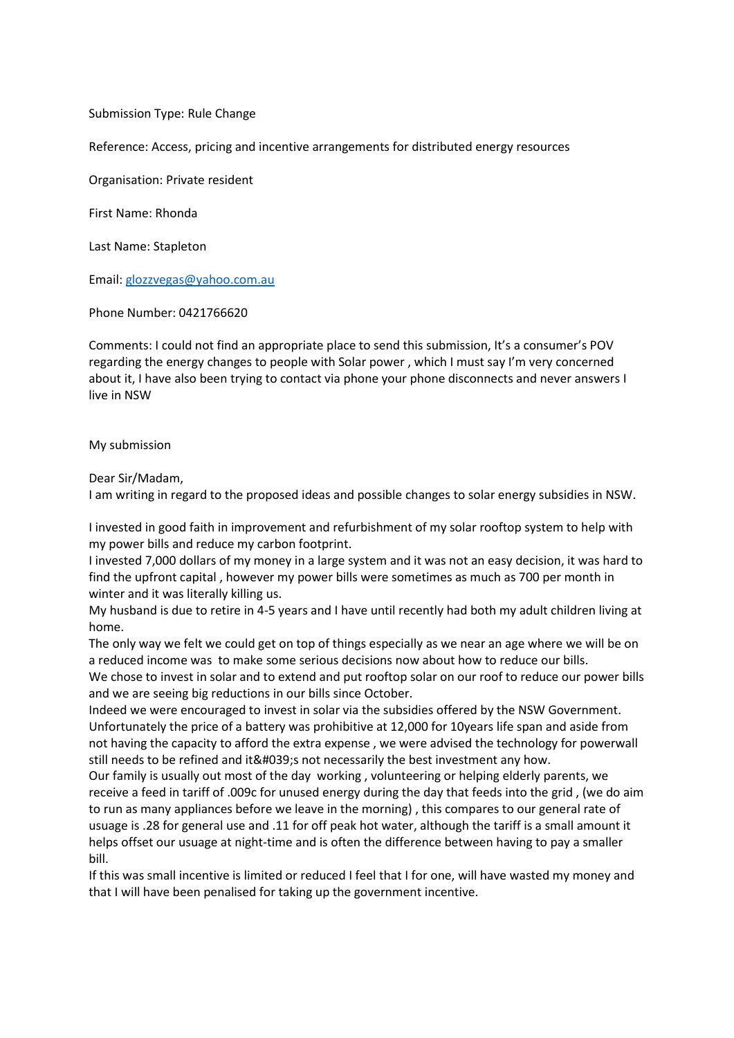Submission Type: Rule Change

Reference: Access, pricing and incentive arrangements for distributed energy resources

Organisation: Private resident

First Name: Rhonda

Last Name: Stapleton

Email: glozzvegas@yahoo.com.au

Phone Number: 0421766620

Comments: I could not find an appropriate place to send this submission, It's a consumer's POV regarding the energy changes to people with Solar power , which I must say I'm very concerned about it, I have also been trying to contact via phone your phone disconnects and never answers I live in NSW

My submission

Dear Sir/Madam,
I am writing in regard to the proposed ideas and possible changes to solar energy subsidies in NSW.

I invested in good faith in improvement and refurbishment of my solar rooftop system to help with my power bills and reduce my carbon footprint.
I invested 7,000 dollars of my money in a large system and it was not an easy decision, it was hard to find the upfront capital , however my power bills were sometimes as much as 700 per month in winter and it was literally killing us.
My husband is due to retire in 4-5 years and I have until recently had both my adult children living at home.
The only way we felt we could get on top of things especially as we near an age where we will be on a reduced income was to make some serious decisions now about how to reduce our bills.
We chose to invest in solar and to extend and put rooftop solar on our roof to reduce our power bills and we are seeing big reductions in our bills since October.
Indeed we were encouraged to invest in solar via the subsidies offered by the NSW Government.
Unfortunately the price of a battery was prohibitive at 12,000 for 10years life span and aside from not having the capacity to afford the extra expense , we were advised the technology for powerwall still needs to be refined and it&#039;s not necessarily the best investment any how.
Our family is usually out most of the day working , volunteering or helping elderly parents, we receive a feed in tariff of .009c for unused energy during the day that feeds into the grid , (we do aim to run as many appliances before we leave in the morning) , this compares to our general rate of usuage is .28 for general use and .11 for off peak hot water, although the tariff is a small amount it helps offset our usuage at night-time and is often the difference between having to pay a smaller bill.
If this was small incentive is limited or reduced I feel that I for one, will have wasted my money and that I will have been penalised for taking up the government incentive.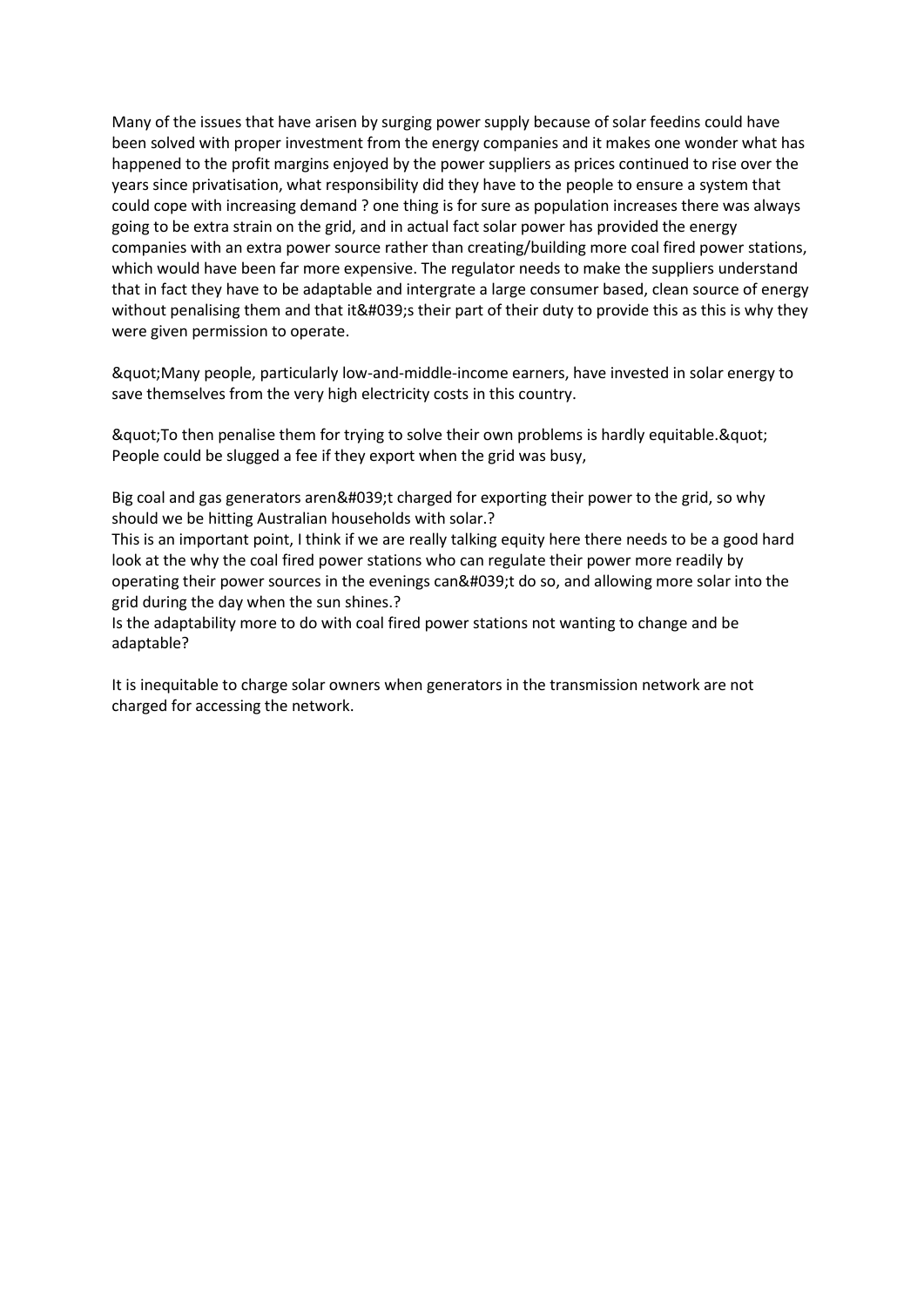Many of the issues that have arisen by surging power supply because of solar feedins could have been solved with proper investment from the energy companies and it makes one wonder what has happened to the profit margins enjoyed by the power suppliers as prices continued to rise over the years since privatisation, what responsibility did they have to the people to ensure a system that could cope with increasing demand ? one thing is for sure as population increases there was always going to be extra strain on the grid, and in actual fact solar power has provided the energy companies with an extra power source rather than creating/building more coal fired power stations, which would have been far more expensive. The regulator needs to make the suppliers understand that in fact they have to be adaptable and intergrate a large consumer based, clean source of energy without penalising them and that it&#039;s their part of their duty to provide this as this is why they were given permission to operate.

&quot;Many people, particularly low-and-middle-income earners, have invested in solar energy to save themselves from the very high electricity costs in this country.

&quot;To then penalise them for trying to solve their own problems is hardly equitable.&quot;
People could be slugged a fee if they export when the grid was busy,

Big coal and gas generators aren&#039;t charged for exporting their power to the grid, so why should we be hitting Australian households with solar.?
This is an important point, I think if we are really talking equity here there needs to be a good hard look at the why the coal fired power stations who can regulate their power more readily by operating their power sources in the evenings can&#039;t do so, and allowing more solar into the grid during the day when the sun shines.?
Is the adaptability more to do with coal fired power stations not wanting to change and be adaptable?

It is inequitable to charge solar owners when generators in the transmission network are not charged for accessing the network.